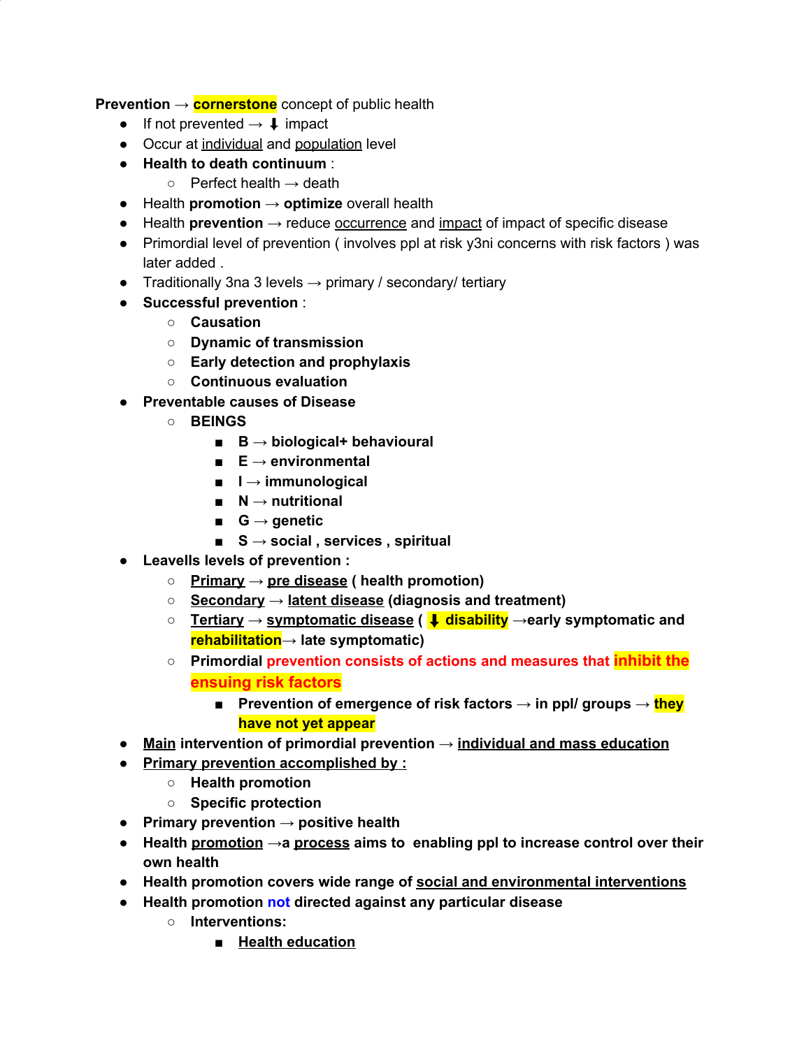**Prevention** → **cornerstone** concept of public health

- If not prevented → ⬇ impact
- Occur at individual and population level
- **Health to death continuum** :
  - Perfect health → death
- Health **promotion** → **optimize** overall health
- Health **prevention** → reduce occurrence and impact of impact of specific disease
- Primordial level of prevention ( involves ppl at risk y3ni concerns with risk factors ) was later added .
- Traditionally 3na 3 levels → primary / secondary/ tertiary
- **Successful prevention** :
  - **Causation**
  - **Dynamic of transmission**
  - **Early detection and prophylaxis**
  - **Continuous evaluation**
- **Preventable causes of Disease**
  - **BEINGS**
    - **B → biological+ behavioural**
    - **E → environmental**
    - **I → immunological**
    - **N → nutritional**
    - **G → genetic**
    - **S → social , services , spiritual**
- **Leavells levels of prevention :**
  - **Primary → pre disease ( health promotion)**
  - **Secondary → latent disease (diagnosis and treatment)**
  - **Tertiary → symptomatic disease ( ⬇ disability →early symptomatic and rehabilitation→ late symptomatic)**
  - **Primordial prevention consists of actions and measures that inhibit the ensuing risk factors**
    - **Prevention of emergence of risk factors → in ppl/ groups → they have not yet appear**
- **Main intervention of primordial prevention → individual and mass education**
- **Primary prevention accomplished by :**
  - **Health promotion**
  - **Specific protection**
- **Primary prevention → positive health**
- **Health promotion →a process aims to enabling ppl to increase control over their own health**
- **Health promotion covers wide range of social and environmental interventions**
- **Health promotion not directed against any particular disease**
  - **Interventions:**
    - **Health education**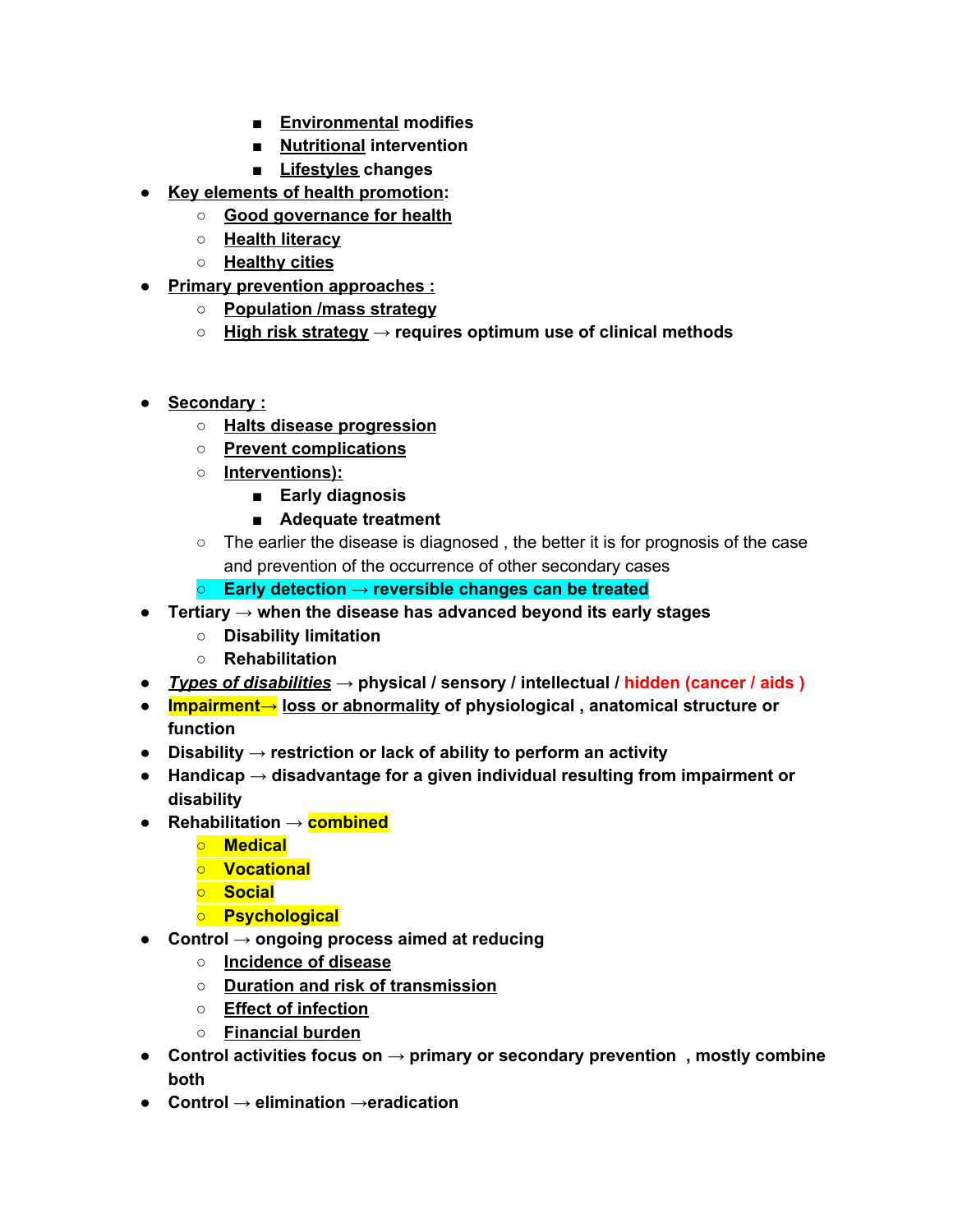- **<u>Environmental</u> modifies**
        - **<u>Nutritional</u> intervention**
        - **<u>Lifestyles</u> changes**
- **<u>Key elements of health promotion</u>:**
    - **<u>Good governance for health</u>**
    - **<u>Health literacy</u>**
    - **<u>Healthy cities</u>**
- **<u>Primary prevention approaches :</u>**
    - **<u>Population /mass strategy</u>**
    - **<u>High risk strategy</u> → requires optimum use of clinical methods**

- **<u>Secondary :</u>**
    - **<u>Halts disease progression</u>**
    - **<u>Prevent complications</u>**
    - **<u>Interventions):</u>**
        - **Early diagnosis**
        - **Adequate treatment**
    - The earlier the disease is diagnosed , the better it is for prognosis of the case and prevention of the occurrence of other secondary cases
    - **Early detection → reversible changes can be treated**
- **Tertiary → when the disease has advanced beyond its early stages**
    - **Disability limitation**
    - **Rehabilitation**
- ***<u>Types of disabilities</u>* → physical / sensory / intellectual / hidden (cancer / aids )**
- **Impairment→ <u>loss or abnormality</u> of physiological , anatomical structure or function**
- **Disability → restriction or lack of ability to perform an activity**
- **Handicap → disadvantage for a given individual resulting from impairment or disability**
- **Rehabilitation → combined**
    - **Medical**
    - **Vocational**
    - **Social**
    - **Psychological**
- **Control → ongoing process aimed at reducing**
    - **<u>Incidence of disease</u>**
    - **<u>Duration and risk of transmission</u>**
    - **<u>Effect of infection</u>**
    - **<u>Financial burden</u>**
- **Control activities focus on → primary or secondary prevention , mostly combine both**
- **Control → elimination →eradication**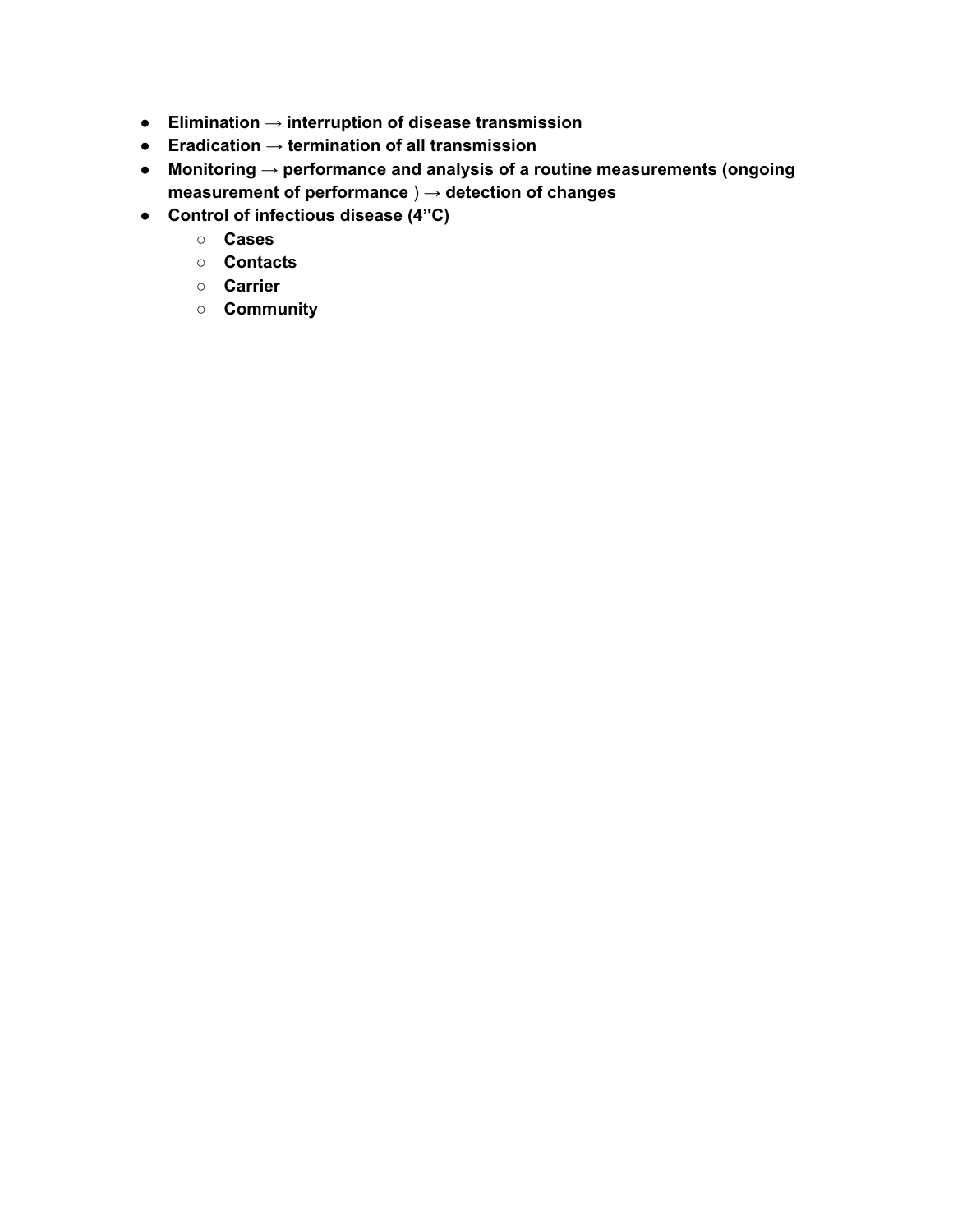- **Elimination → interruption of disease transmission**
- **Eradication → termination of all transmission**
- **Monitoring → performance and analysis of a routine measurements (ongoing measurement of performance ) → detection of changes**
- **Control of infectious disease (4''C)**
    - **Cases**
    - **Contacts**
    - **Carrier**
    - **Community**